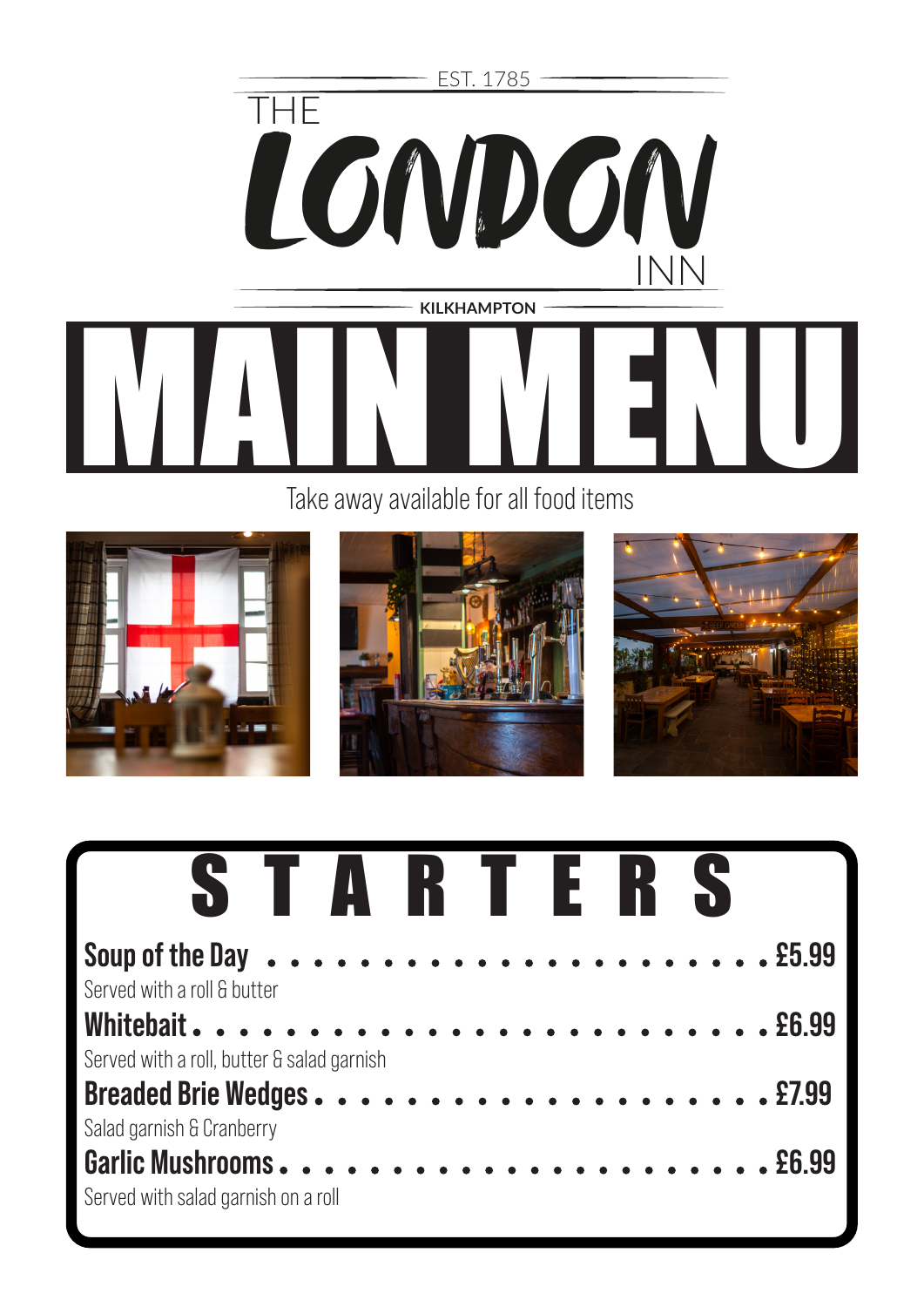EST. 1785

# THE LONDON INN

KILKHAMPTON

# MAIN MENU

Take away available for all food items

## STARTERS

**Soup of the Day** . . . . . . . . . . . . . . . . . . . . . . . . **£5.99**
Served with a roll & butter

**Whitebait** . . . . . . . . . . . . . . . . . . . . . . . . . **£6.99**
Served with a roll, butter & salad garnish

**Breaded Brie Wedges** . . . . . . . . . . . . . . . . . . . . . . **£7.99**
Salad garnish & Cranberry

**Garlic Mushrooms** . . . . . . . . . . . . . . . . . . . . . . . . **£6.99**
Served with salad garnish on a roll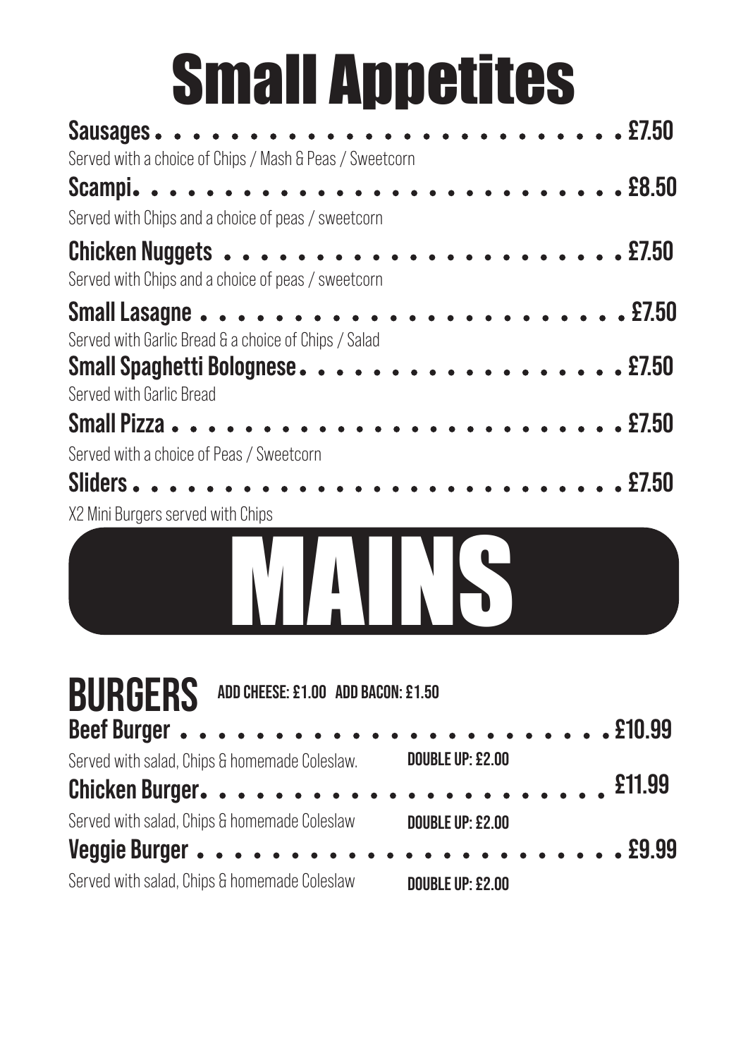# Small Appetites

**Sausages** . . . . . . . . . . . . . . . . . . . . . . . . . . . . **£7.50**
Served with a choice of Chips / Mash & Peas / Sweetcorn

**Scampi** . . . . . . . . . . . . . . . . . . . . . . . . . . . . **£8.50**
Served with Chips and a choice of peas / sweetcorn

**Chicken Nuggets** . . . . . . . . . . . . . . . . . . . . . . . . **£7.50**
Served with Chips and a choice of peas / sweetcorn

**Small Lasagne** . . . . . . . . . . . . . . . . . . . . . . . . . **£7.50**
Served with Garlic Bread & a choice of Chips / Salad

**Small Spaghetti Bolognese** . . . . . . . . . . . . . . . . . . . **£7.50**
Served with Garlic Bread

**Small Pizza** . . . . . . . . . . . . . . . . . . . . . . . . . . **£7.50**
Served with a choice of Peas / Sweetcorn

**Sliders** . . . . . . . . . . . . . . . . . . . . . . . . . . . . **£7.50**
X2 Mini Burgers served with Chips

# MAINS

## BURGERS

**ADD CHEESE: £1.00 ADD BACON: £1.50**

**Beef Burger** . . . . . . . . . . . . . . . . . . . . . . . . . . **£10.99**
Served with salad, Chips & homemade Coleslaw. **DOUBLE UP: £2.00**

**Chicken Burger** . . . . . . . . . . . . . . . . . . . . . . . . **£11.99**
Served with salad, Chips & homemade Coleslaw **DOUBLE UP: £2.00**

**Veggie Burger** . . . . . . . . . . . . . . . . . . . . . . . . . **£9.99**
Served with salad, Chips & homemade Coleslaw **DOUBLE UP: £2.00**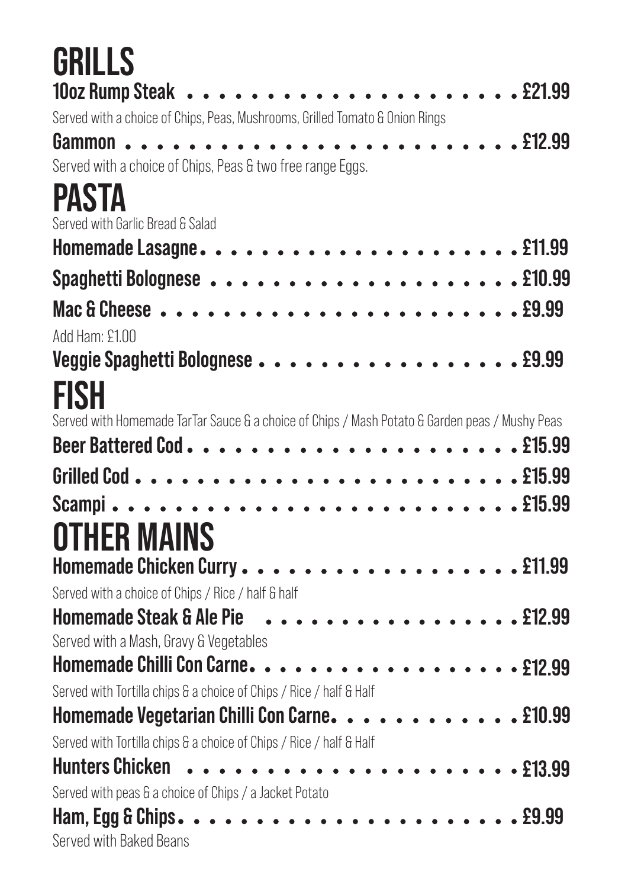# GRILLS

**10oz Rump Steak** . . . . . . . . . . . . . . . . . . . . . . **£21.99**

Served with a choice of Chips, Peas, Mushrooms, Grilled Tomato & Onion Rings

**Gammon** . . . . . . . . . . . . . . . . . . . . . . . . . . **£12.99**

Served with a choice of Chips, Peas & two free range Eggs.

# PASTA

Served with Garlic Bread & Salad

**Homemade Lasagne** . . . . . . . . . . . . . . . . . . . . . **£11.99**

**Spaghetti Bolognese** . . . . . . . . . . . . . . . . . . . . **£10.99**

**Mac & Cheese** . . . . . . . . . . . . . . . . . . . . . . . **£9.99**

Add Ham: £1.00

**Veggie Spaghetti Bolognese** . . . . . . . . . . . . . . . . . **£9.99**

# FISH

Served with Homemade TarTar Sauce & a choice of Chips / Mash Potato & Garden peas / Mushy Peas

**Beer Battered Cod** . . . . . . . . . . . . . . . . . . . . . **£15.99**

**Grilled Cod** . . . . . . . . . . . . . . . . . . . . . . . . **£15.99**

**Scampi** . . . . . . . . . . . . . . . . . . . . . . . . . . **£15.99**

# OTHER MAINS

**Homemade Chicken Curry** . . . . . . . . . . . . . . . . . . **£11.99**

Served with a choice of Chips / Rice / half & half

**Homemade Steak & Ale Pie** . . . . . . . . . . . . . . . . . **£12.99**

Served with a Mash, Gravy & Vegetables

**Homemade Chilli Con Carne** . . . . . . . . . . . . . . . . . **£12.99**

Served with Tortilla chips & a choice of Chips / Rice / half & Half

**Homemade Vegetarian Chilli Con Carne** . . . . . . . . . . . **£10.99**

Served with Tortilla chips & a choice of Chips / Rice / half & Half

**Hunters Chicken** . . . . . . . . . . . . . . . . . . . . . . **£13.99**

Served with peas & a choice of Chips / a Jacket Potato

**Ham, Egg & Chips** . . . . . . . . . . . . . . . . . . . . . **£9.99**

Served with Baked Beans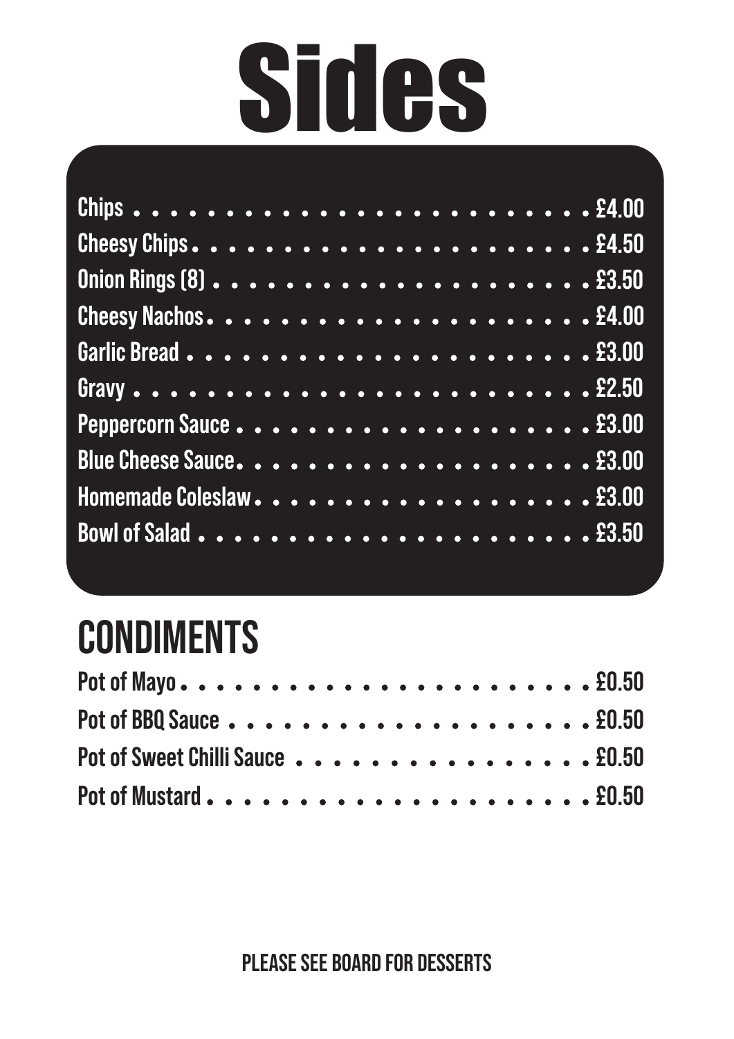# Sides

| Item | Price |
| --- | --- |
| Chips | £4.00 |
| Cheesy Chips | £4.50 |
| Onion Rings (8) | £3.50 |
| Cheesy Nachos | £4.00 |
| Garlic Bread | £3.00 |
| Gravy | £2.50 |
| Peppercorn Sauce | £3.00 |
| Blue Cheese Sauce | £3.00 |
| Homemade Coleslaw | £3.00 |
| Bowl of Salad | £3.50 |

## CONDIMENTS

| Item | Price |
| --- | --- |
| Pot of Mayo | £0.50 |
| Pot of BBQ Sauce | £0.50 |
| Pot of Sweet Chilli Sauce | £0.50 |
| Pot of Mustard | £0.50 |

PLEASE SEE BOARD FOR DESSERTS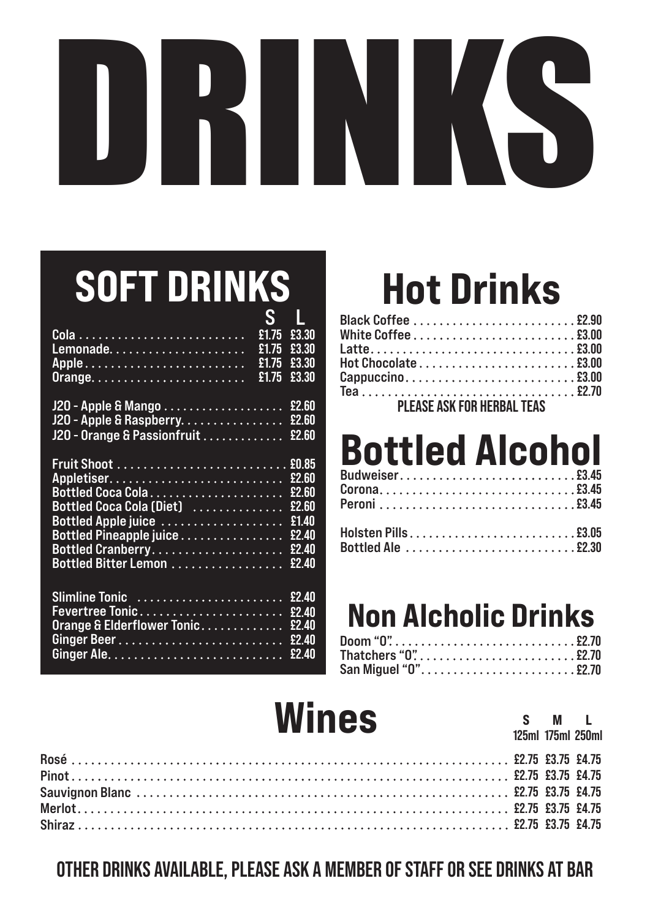# DRINKS

## SOFT DRINKS

| | S | L |
|---|---|---|
| Cola | £1.75 | £3.30 |
| Lemonade | £1.75 | £3.30 |
| Apple | £1.75 | £3.30 |
| Orange | £1.75 | £3.30 |

| | |
|---|---|
| J2O - Apple & Mango | £2.60 |
| J2O - Apple & Raspberry | £2.60 |
| J2O - Orange & Passionfruit | £2.60 |

| | |
|---|---|
| Fruit Shoot | £0.85 |
| Appletiser | £2.60 |
| Bottled Coca Cola | £2.60 |
| Bottled Coca Cola (Diet) | £2.60 |
| Bottled Apple juice | £1.40 |
| Bottled Pineapple juice | £2.40 |
| Bottled Cranberry | £2.40 |
| Bottled Bitter Lemon | £2.40 |

| | |
|---|---|
| Slimline Tonic | £2.40 |
| Fevertree Tonic | £2.40 |
| Orange & Elderflower Tonic | £2.40 |
| Ginger Beer | £2.40 |
| Ginger Ale | £2.40 |

## Hot Drinks

| | |
|---|---|
| Black Coffee | £2.90 |
| White Coffee | £3.00 |
| Latte | £3.00 |
| Hot Chocolate | £3.00 |
| Cappuccino | £3.00 |
| Tea | £2.70 |

PLEASE ASK FOR HERBAL TEAS

## Bottled Alcohol

| | |
|---|---|
| Budweiser | £3.45 |
| Corona | £3.45 |
| Peroni | £3.45 |
| Holsten Pills | £3.05 |
| Bottled Ale | £2.30 |

## Non Alcholic Drinks

| | |
|---|---|
| Doom "0" | £2.70 |
| Thatchers "0" | £2.70 |
| San Miguel "0" | £2.70 |

## Wines

| | S 125ml | M 175ml | L 250ml |
|---|---|---|---|
| Rosé | £2.75 | £3.75 | £4.75 |
| Pinot | £2.75 | £3.75 | £4.75 |
| Sauvignon Blanc | £2.75 | £3.75 | £4.75 |
| Merlot | £2.75 | £3.75 | £4.75 |
| Shiraz | £2.75 | £3.75 | £4.75 |

OTHER DRINKS AVAILABLE, PLEASE ASK A MEMBER OF STAFF OR SEE DRINKS AT BAR